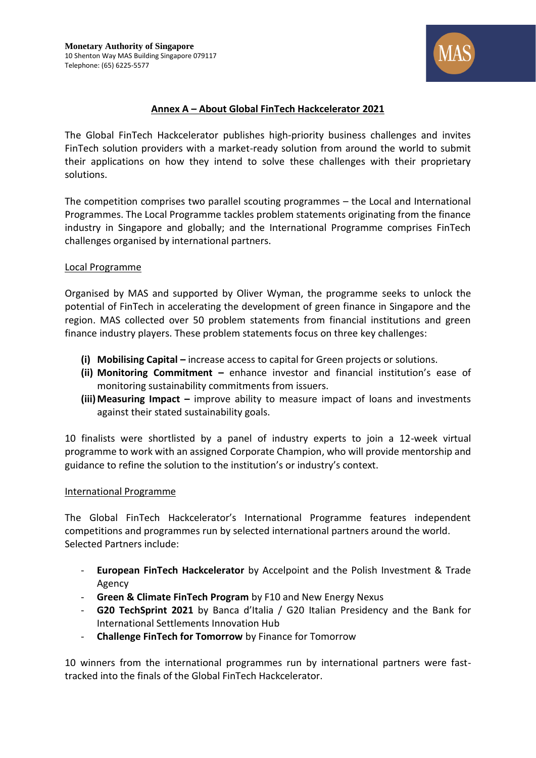**Monetary Authority of Singapore**
10 Shenton Way MAS Building Singapore 079117
Telephone: (65) 6225-5577

## Annex A – About Global FinTech Hackcelerator 2021

The Global FinTech Hackcelerator publishes high-priority business challenges and invites FinTech solution providers with a market-ready solution from around the world to submit their applications on how they intend to solve these challenges with their proprietary solutions.

The competition comprises two parallel scouting programmes – the Local and International Programmes. The Local Programme tackles problem statements originating from the finance industry in Singapore and globally; and the International Programme comprises FinTech challenges organised by international partners.

### Local Programme

Organised by MAS and supported by Oliver Wyman, the programme seeks to unlock the potential of FinTech in accelerating the development of green finance in Singapore and the region. MAS collected over 50 problem statements from financial institutions and green finance industry players. These problem statements focus on three key challenges:

- **(i) Mobilising Capital –** increase access to capital for Green projects or solutions.
- **(ii) Monitoring Commitment –** enhance investor and financial institution's ease of monitoring sustainability commitments from issuers.
- **(iii) Measuring Impact –** improve ability to measure impact of loans and investments against their stated sustainability goals.

10 finalists were shortlisted by a panel of industry experts to join a 12-week virtual programme to work with an assigned Corporate Champion, who will provide mentorship and guidance to refine the solution to the institution's or industry's context.

### International Programme

The Global FinTech Hackcelerator's International Programme features independent competitions and programmes run by selected international partners around the world. Selected Partners include:

- **European FinTech Hackcelerator** by Accelpoint and the Polish Investment & Trade Agency
- **Green & Climate FinTech Program** by F10 and New Energy Nexus
- **G20 TechSprint 2021** by Banca d'Italia / G20 Italian Presidency and the Bank for International Settlements Innovation Hub
- **Challenge FinTech for Tomorrow** by Finance for Tomorrow

10 winners from the international programmes run by international partners were fast-tracked into the finals of the Global FinTech Hackcelerator.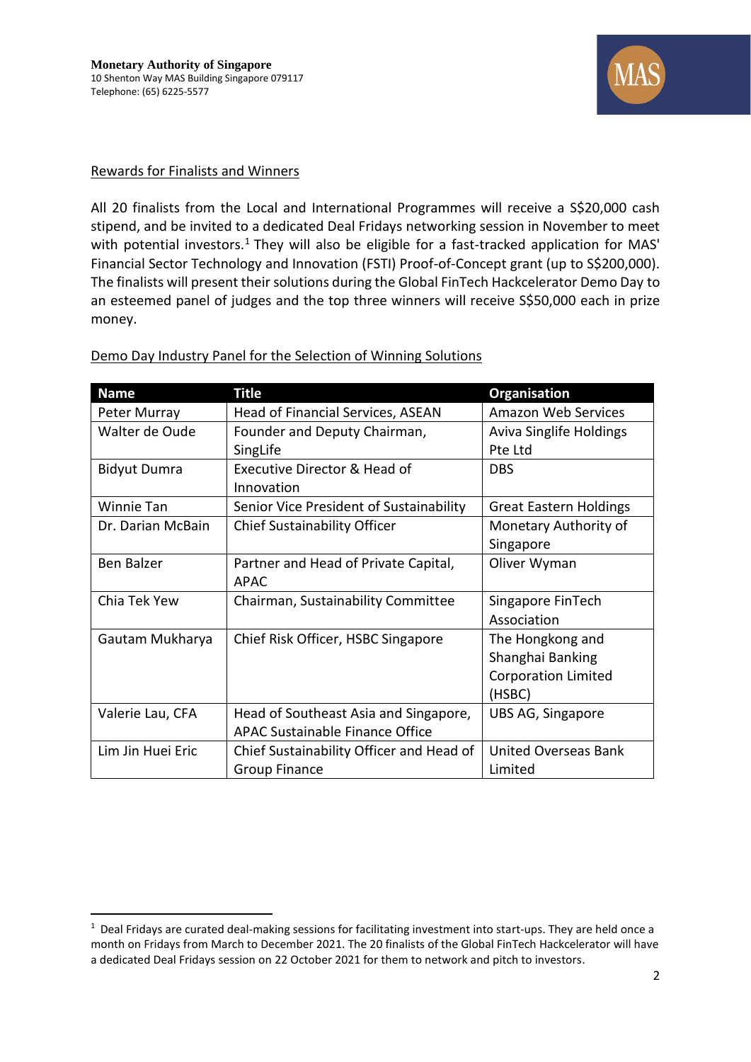Rewards for Finalists and Winners

All 20 finalists from the Local and International Programmes will receive a S$20,000 cash stipend, and be invited to a dedicated Deal Fridays networking session in November to meet with potential investors.[1] They will also be eligible for a fast-tracked application for MAS' Financial Sector Technology and Innovation (FSTI) Proof-of-Concept grant (up to S$200,000). The finalists will present their solutions during the Global FinTech Hackcelerator Demo Day to an esteemed panel of judges and the top three winners will receive S$50,000 each in prize money.

Demo Day Industry Panel for the Selection of Winning Solutions

| Name | Title | Organisation |
|---|---|---|
| Peter Murray | Head of Financial Services, ASEAN | Amazon Web Services |
| Walter de Oude | Founder and Deputy Chairman, SingLife | Aviva Singlife Holdings Pte Ltd |
| Bidyut Dumra | Executive Director & Head of Innovation | DBS |
| Winnie Tan | Senior Vice President of Sustainability | Great Eastern Holdings |
| Dr. Darian McBain | Chief Sustainability Officer | Monetary Authority of Singapore |
| Ben Balzer | Partner and Head of Private Capital, APAC | Oliver Wyman |
| Chia Tek Yew | Chairman, Sustainability Committee | Singapore FinTech Association |
| Gautam Mukharya | Chief Risk Officer, HSBC Singapore | The Hongkong and Shanghai Banking Corporation Limited (HSBC) |
| Valerie Lau, CFA | Head of Southeast Asia and Singapore, APAC Sustainable Finance Office | UBS AG, Singapore |
| Lim Jin Huei Eric | Chief Sustainability Officer and Head of Group Finance | United Overseas Bank Limited |

[1] Deal Fridays are curated deal-making sessions for facilitating investment into start-ups. They are held once a month on Fridays from March to December 2021. The 20 finalists of the Global FinTech Hackcelerator will have a dedicated Deal Fridays session on 22 October 2021 for them to network and pitch to investors.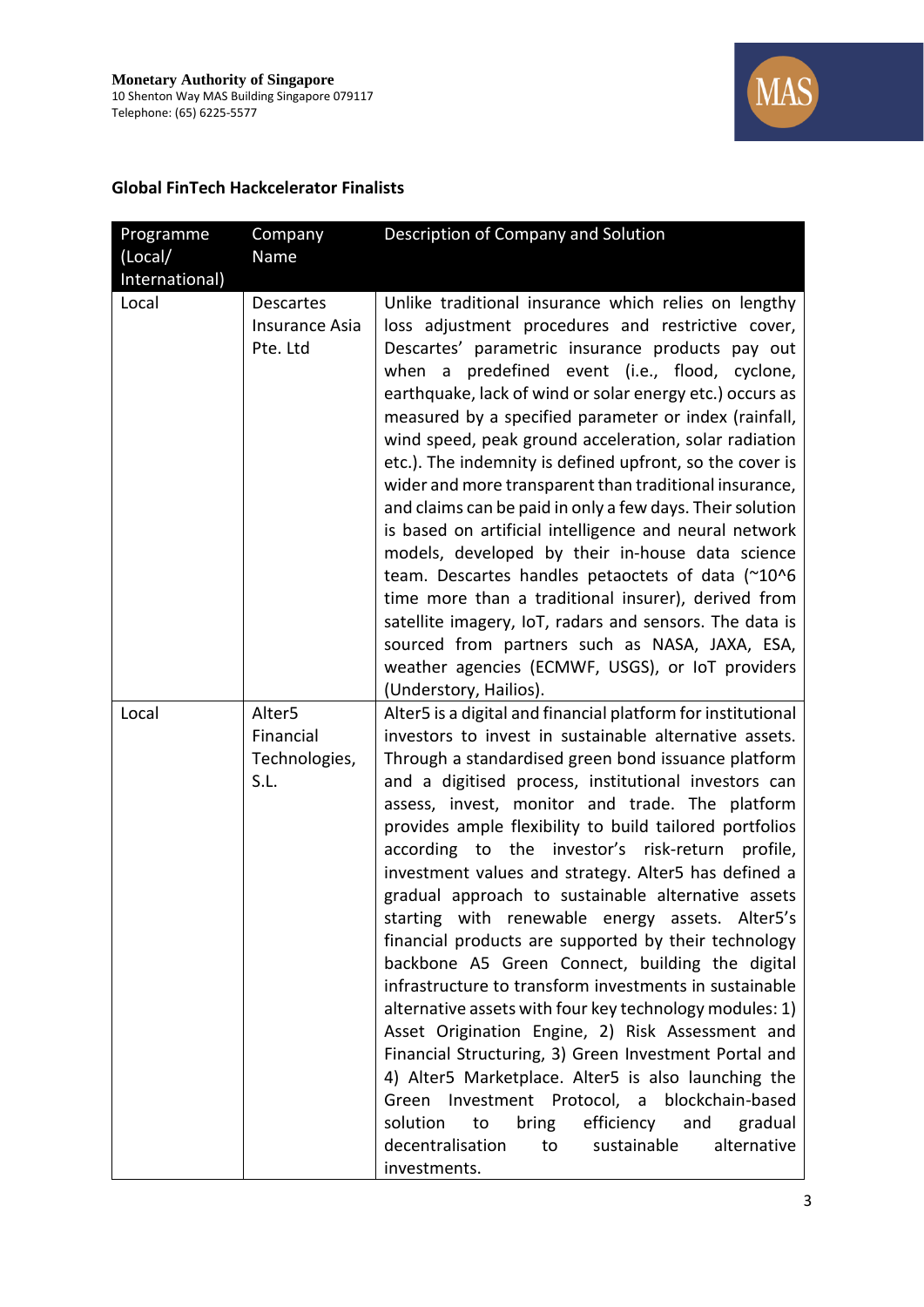**Monetary Authority of Singapore**
10 Shenton Way MAS Building Singapore 079117
Telephone: (65) 6225-5577

## Global FinTech Hackcelerator Finalists

| Programme (Local/ International) | Company Name | Description of Company and Solution |
|---|---|---|
| Local | Descartes Insurance Asia Pte. Ltd | Unlike traditional insurance which relies on lengthy loss adjustment procedures and restrictive cover, Descartes' parametric insurance products pay out when a predefined event (i.e., flood, cyclone, earthquake, lack of wind or solar energy etc.) occurs as measured by a specified parameter or index (rainfall, wind speed, peak ground acceleration, solar radiation etc.). The indemnity is defined upfront, so the cover is wider and more transparent than traditional insurance, and claims can be paid in only a few days. Their solution is based on artificial intelligence and neural network models, developed by their in-house data science team. Descartes handles petaoctets of data (~10^6 time more than a traditional insurer), derived from satellite imagery, IoT, radars and sensors. The data is sourced from partners such as NASA, JAXA, ESA, weather agencies (ECMWF, USGS), or IoT providers (Understory, Hailios). |
| Local | Alter5 Financial Technologies, S.L. | Alter5 is a digital and financial platform for institutional investors to invest in sustainable alternative assets. Through a standardised green bond issuance platform and a digitised process, institutional investors can assess, invest, monitor and trade. The platform provides ample flexibility to build tailored portfolios according to the investor's risk-return profile, investment values and strategy. Alter5 has defined a gradual approach to sustainable alternative assets starting with renewable energy assets. Alter5's financial products are supported by their technology backbone A5 Green Connect, building the digital infrastructure to transform investments in sustainable alternative assets with four key technology modules: 1) Asset Origination Engine, 2) Risk Assessment and Financial Structuring, 3) Green Investment Portal and 4) Alter5 Marketplace. Alter5 is also launching the Green Investment Protocol, a blockchain-based solution to bring efficiency and gradual decentralisation to sustainable alternative investments. |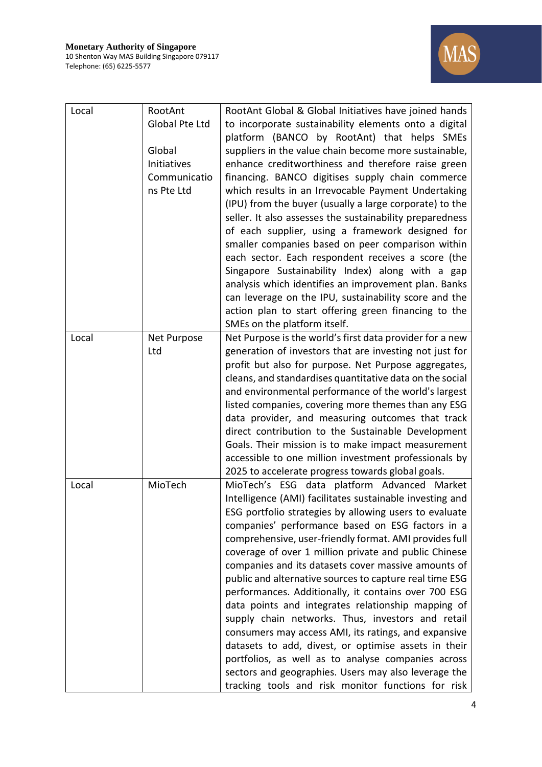| Local | RootAnt Global Pte Ltd<br><br>Global Initiatives Communications Pte Ltd | RootAnt Global & Global Initiatives have joined hands to incorporate sustainability elements onto a digital platform (BANCO by RootAnt) that helps SMEs suppliers in the value chain become more sustainable, enhance creditworthiness and therefore raise green financing. BANCO digitises supply chain commerce which results in an Irrevocable Payment Undertaking (IPU) from the buyer (usually a large corporate) to the seller. It also assesses the sustainability preparedness of each supplier, using a framework designed for smaller companies based on peer comparison within each sector. Each respondent receives a score (the Singapore Sustainability Index) along with a gap analysis which identifies an improvement plan. Banks can leverage on the IPU, sustainability score and the action plan to start offering green financing to the SMEs on the platform itself. |
|---|---|---|
| Local | Net Purpose Ltd | Net Purpose is the world's first data provider for a new generation of investors that are investing not just for profit but also for purpose. Net Purpose aggregates, cleans, and standardises quantitative data on the social and environmental performance of the world's largest listed companies, covering more themes than any ESG data provider, and measuring outcomes that track direct contribution to the Sustainable Development Goals. Their mission is to make impact measurement accessible to one million investment professionals by 2025 to accelerate progress towards global goals. |
| Local | MioTech | MioTech's ESG data platform Advanced Market Intelligence (AMI) facilitates sustainable investing and ESG portfolio strategies by allowing users to evaluate companies' performance based on ESG factors in a comprehensive, user-friendly format. AMI provides full coverage of over 1 million private and public Chinese companies and its datasets cover massive amounts of public and alternative sources to capture real time ESG performances. Additionally, it contains over 700 ESG data points and integrates relationship mapping of supply chain networks. Thus, investors and retail consumers may access AMI, its ratings, and expansive datasets to add, divest, or optimise assets in their portfolios, as well as to analyse companies across sectors and geographies. Users may also leverage the tracking tools and risk monitor functions for risk |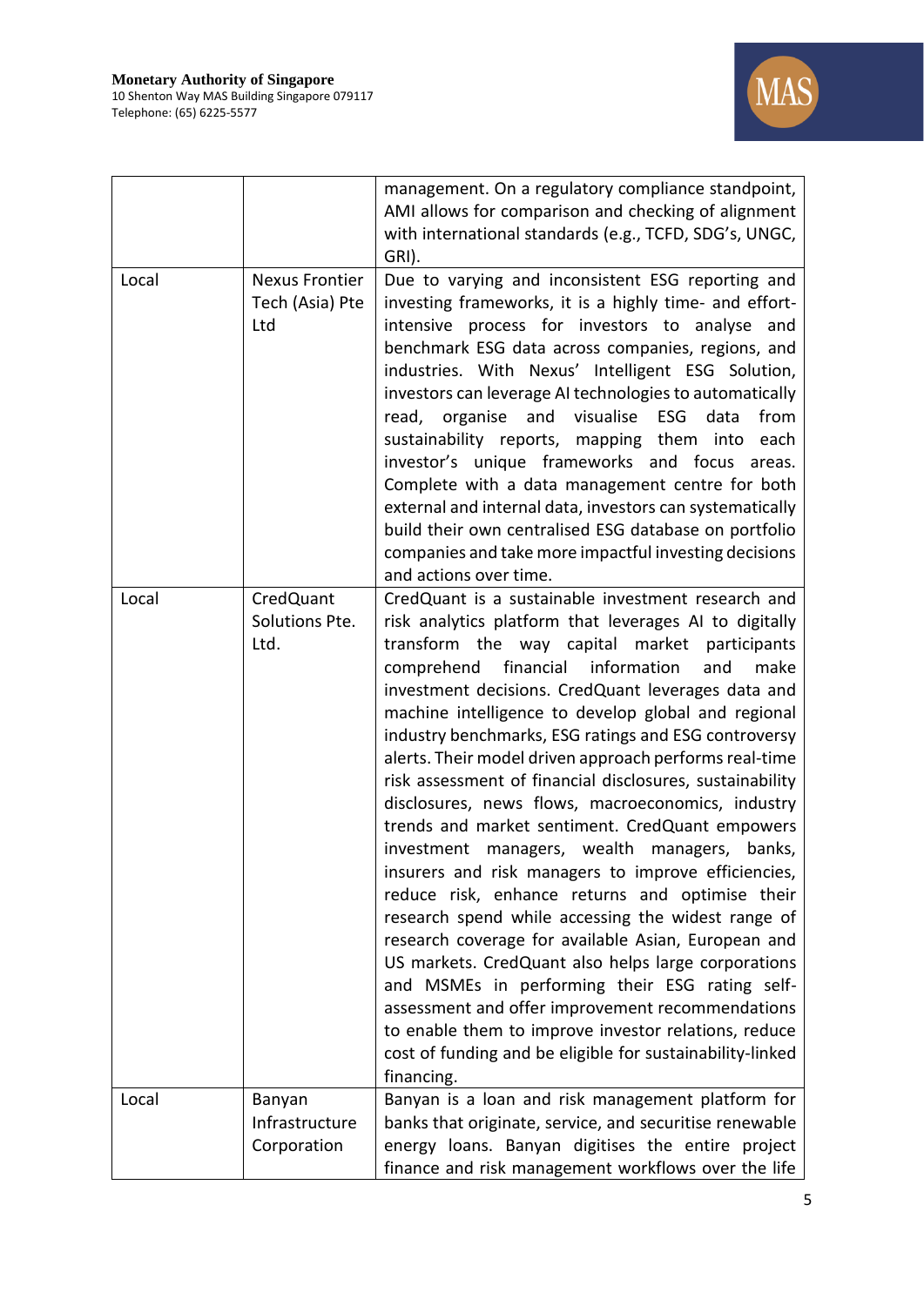| | | |
|---|---|---|
| | | management. On a regulatory compliance standpoint, AMI allows for comparison and checking of alignment with international standards (e.g., TCFD, SDG's, UNGC, GRI). |
| Local | Nexus Frontier Tech (Asia) Pte Ltd | Due to varying and inconsistent ESG reporting and investing frameworks, it is a highly time- and effort-intensive process for investors to analyse and benchmark ESG data across companies, regions, and industries. With Nexus' Intelligent ESG Solution, investors can leverage AI technologies to automatically read, organise and visualise ESG data from sustainability reports, mapping them into each investor's unique frameworks and focus areas. Complete with a data management centre for both external and internal data, investors can systematically build their own centralised ESG database on portfolio companies and take more impactful investing decisions and actions over time. |
| Local | CredQuant Solutions Pte. Ltd. | CredQuant is a sustainable investment research and risk analytics platform that leverages AI to digitally transform the way capital market participants comprehend financial information and make investment decisions. CredQuant leverages data and machine intelligence to develop global and regional industry benchmarks, ESG ratings and ESG controversy alerts. Their model driven approach performs real-time risk assessment of financial disclosures, sustainability disclosures, news flows, macroeconomics, industry trends and market sentiment. CredQuant empowers investment managers, wealth managers, banks, insurers and risk managers to improve efficiencies, reduce risk, enhance returns and optimise their research spend while accessing the widest range of research coverage for available Asian, European and US markets. CredQuant also helps large corporations and MSMEs in performing their ESG rating self-assessment and offer improvement recommendations to enable them to improve investor relations, reduce cost of funding and be eligible for sustainability-linked financing. |
| Local | Banyan Infrastructure Corporation | Banyan is a loan and risk management platform for banks that originate, service, and securitise renewable energy loans. Banyan digitises the entire project finance and risk management workflows over the life |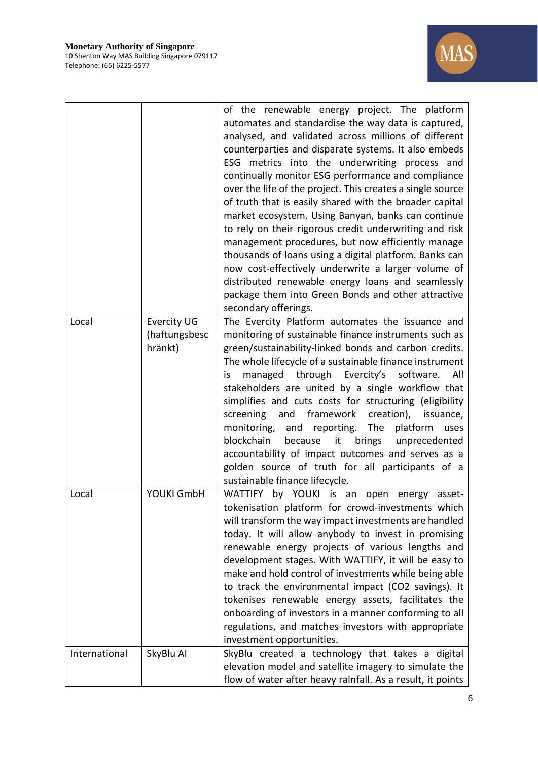|  |  |  |
|---|---|---|
|  |  | of the renewable energy project. The platform automates and standardise the way data is captured, analysed, and validated across millions of different counterparties and disparate systems. It also embeds ESG metrics into the underwriting process and continually monitor ESG performance and compliance over the life of the project. This creates a single source of truth that is easily shared with the broader capital market ecosystem. Using Banyan, banks can continue to rely on their rigorous credit underwriting and risk management procedures, but now efficiently manage thousands of loans using a digital platform. Banks can now cost-effectively underwrite a larger volume of distributed renewable energy loans and seamlessly package them into Green Bonds and other attractive secondary offerings. |
| Local | Evercity UG (haftungsbeschränkt) | The Evercity Platform automates the issuance and monitoring of sustainable finance instruments such as green/sustainability-linked bonds and carbon credits. The whole lifecycle of a sustainable finance instrument is managed through Evercity's software. All stakeholders are united by a single workflow that simplifies and cuts costs for structuring (eligibility screening and framework creation), issuance, monitoring, and reporting. The platform uses blockchain because it brings unprecedented accountability of impact outcomes and serves as a golden source of truth for all participants of a sustainable finance lifecycle. |
| Local | YOUKI GmbH | WATTIFY by YOUKI is an open energy asset-tokenisation platform for crowd-investments which will transform the way impact investments are handled today. It will allow anybody to invest in promising renewable energy projects of various lengths and development stages. With WATTIFY, it will be easy to make and hold control of investments while being able to track the environmental impact ($CO_2$ savings). It tokenises renewable energy assets, facilitates the onboarding of investors in a manner conforming to all regulations, and matches investors with appropriate investment opportunities. |
| International | SkyBlu AI | SkyBlu created a technology that takes a digital elevation model and satellite imagery to simulate the flow of water after heavy rainfall. As a result, it points |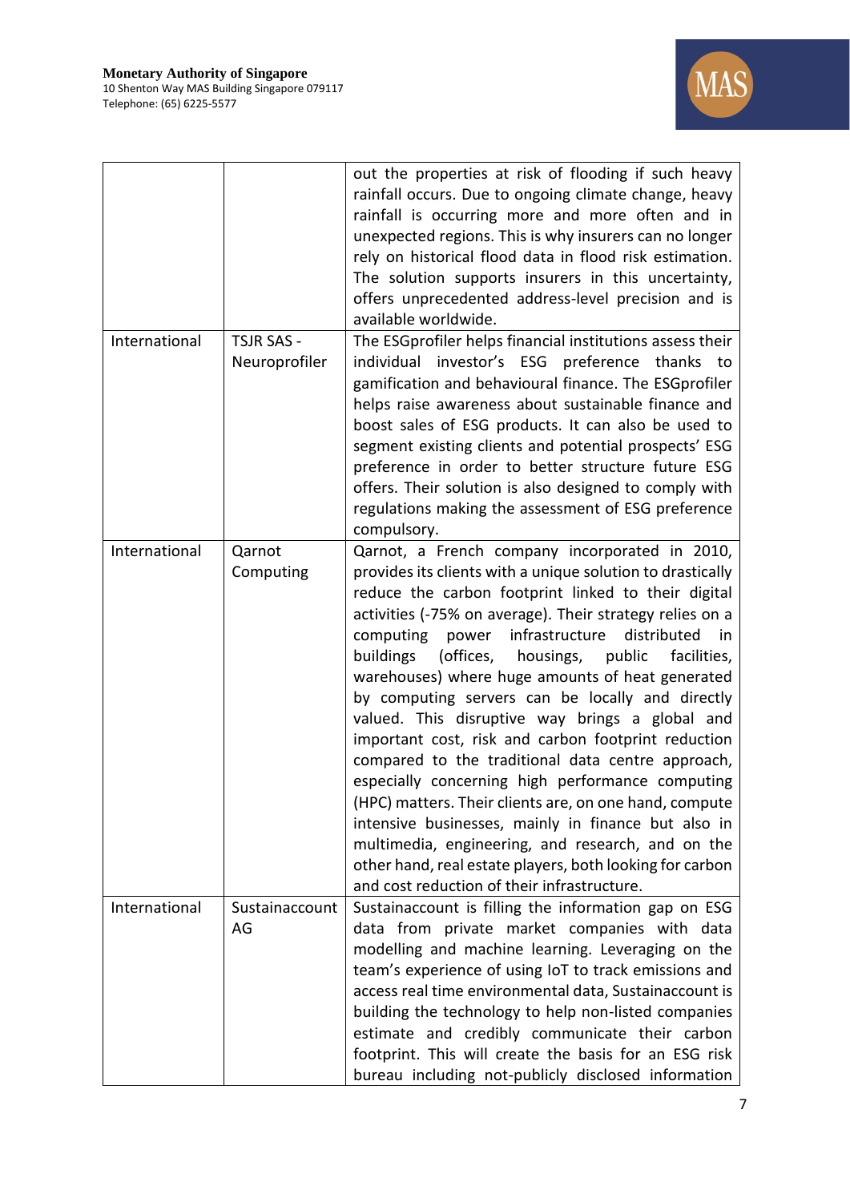| | | |
|---|---|---|
| | | out the properties at risk of flooding if such heavy rainfall occurs. Due to ongoing climate change, heavy rainfall is occurring more and more often and in unexpected regions. This is why insurers can no longer rely on historical flood data in flood risk estimation. The solution supports insurers in this uncertainty, offers unprecedented address-level precision and is available worldwide. |
| International | TSJR SAS - Neuroprofiler | The ESGprofiler helps financial institutions assess their individual investor's ESG preference thanks to gamification and behavioural finance. The ESGprofiler helps raise awareness about sustainable finance and boost sales of ESG products. It can also be used to segment existing clients and potential prospects' ESG preference in order to better structure future ESG offers. Their solution is also designed to comply with regulations making the assessment of ESG preference compulsory. |
| International | Qarnot Computing | Qarnot, a French company incorporated in 2010, provides its clients with a unique solution to drastically reduce the carbon footprint linked to their digital activities (-75% on average). Their strategy relies on a computing power infrastructure distributed in buildings (offices, housings, public facilities, warehouses) where huge amounts of heat generated by computing servers can be locally and directly valued. This disruptive way brings a global and important cost, risk and carbon footprint reduction compared to the traditional data centre approach, especially concerning high performance computing (HPC) matters. Their clients are, on one hand, compute intensive businesses, mainly in finance but also in multimedia, engineering, and research, and on the other hand, real estate players, both looking for carbon and cost reduction of their infrastructure. |
| International | Sustainaccount AG | Sustainaccount is filling the information gap on ESG data from private market companies with data modelling and machine learning. Leveraging on the team's experience of using IoT to track emissions and access real time environmental data, Sustainaccount is building the technology to help non-listed companies estimate and credibly communicate their carbon footprint. This will create the basis for an ESG risk bureau including not-publicly disclosed information |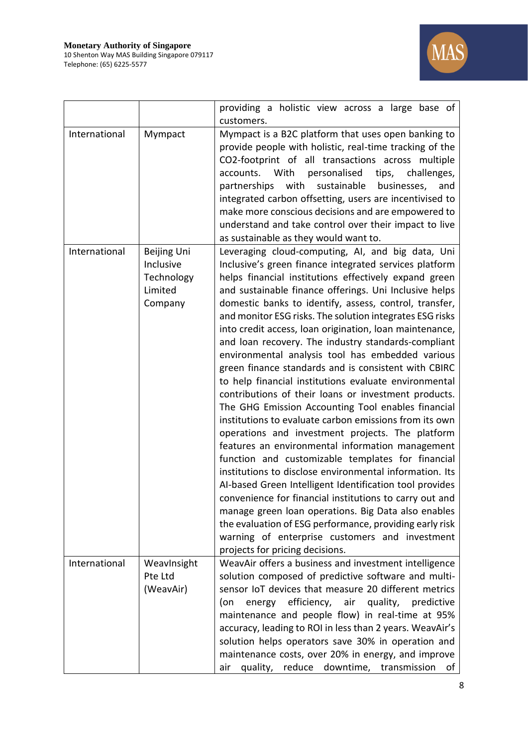| | | |
|---|---|---|
| | | providing a holistic view across a large base of customers. |
| International | Mympact | Mympact is a B2C platform that uses open banking to provide people with holistic, real-time tracking of the CO2-footprint of all transactions across multiple accounts. With personalised tips, challenges, partnerships with sustainable businesses, and integrated carbon offsetting, users are incentivised to make more conscious decisions and are empowered to understand and take control over their impact to live as sustainable as they would want to. |
| International | Beijing Uni Inclusive Technology Limited Company | Leveraging cloud-computing, AI, and big data, Uni Inclusive's green finance integrated services platform helps financial institutions effectively expand green and sustainable finance offerings. Uni Inclusive helps domestic banks to identify, assess, control, transfer, and monitor ESG risks. The solution integrates ESG risks into credit access, loan origination, loan maintenance, and loan recovery. The industry standards-compliant environmental analysis tool has embedded various green finance standards and is consistent with CBIRC to help financial institutions evaluate environmental contributions of their loans or investment products. The GHG Emission Accounting Tool enables financial institutions to evaluate carbon emissions from its own operations and investment projects. The platform features an environmental information management function and customizable templates for financial institutions to disclose environmental information. Its AI-based Green Intelligent Identification tool provides convenience for financial institutions to carry out and manage green loan operations. Big Data also enables the evaluation of ESG performance, providing early risk warning of enterprise customers and investment projects for pricing decisions. |
| International | WeavInsight Pte Ltd (WeavAir) | WeavAir offers a business and investment intelligence solution composed of predictive software and multi-sensor IoT devices that measure 20 different metrics (on energy efficiency, air quality, predictive maintenance and people flow) in real-time at 95% accuracy, leading to ROI in less than 2 years. WeavAir's solution helps operators save 30% in operation and maintenance costs, over 20% in energy, and improve air quality, reduce downtime, transmission of |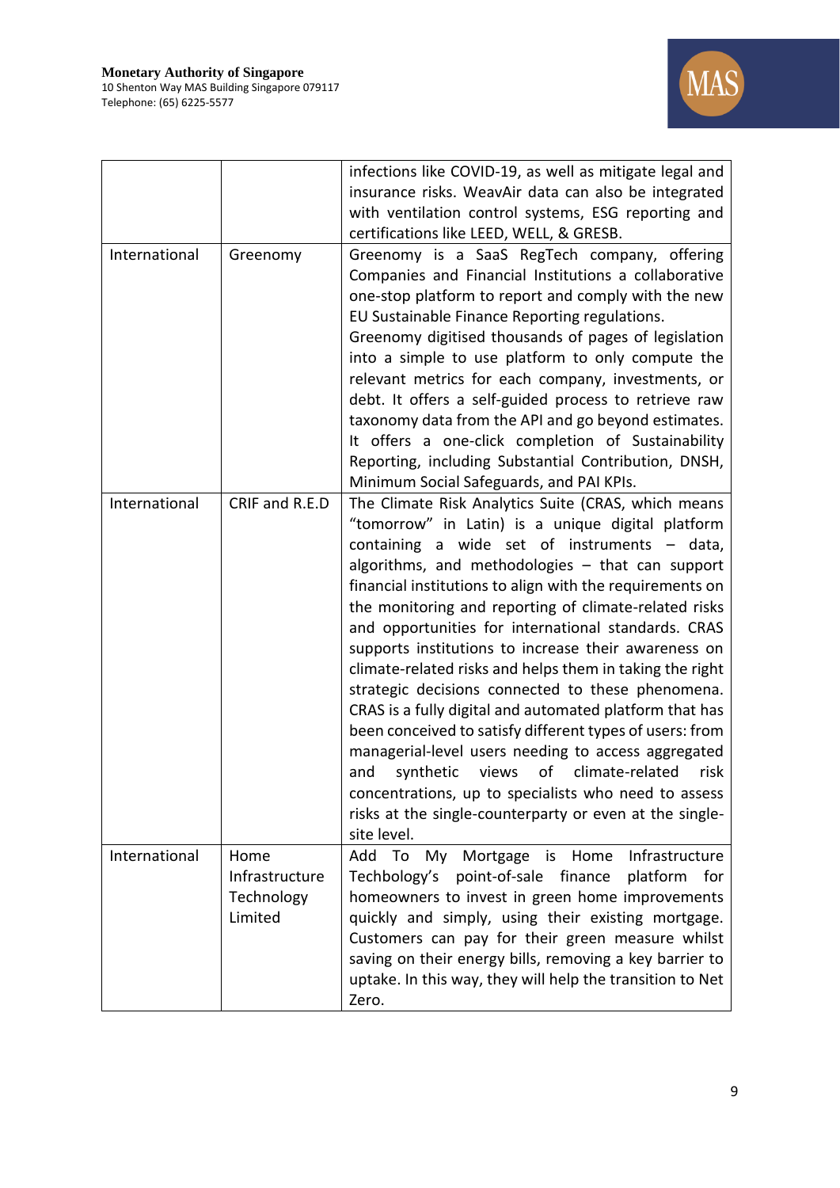|  |  |  |
|---|---|---|
|  |  | infections like COVID-19, as well as mitigate legal and insurance risks. WeavAir data can also be integrated with ventilation control systems, ESG reporting and certifications like LEED, WELL, & GRESB. |
| International | Greenomy | Greenomy is a SaaS RegTech company, offering Companies and Financial Institutions a collaborative one-stop platform to report and comply with the new EU Sustainable Finance Reporting regulations. Greenomy digitised thousands of pages of legislation into a simple to use platform to only compute the relevant metrics for each company, investments, or debt. It offers a self-guided process to retrieve raw taxonomy data from the API and go beyond estimates. It offers a one-click completion of Sustainability Reporting, including Substantial Contribution, DNSH, Minimum Social Safeguards, and PAI KPIs. |
| International | CRIF and R.E.D | The Climate Risk Analytics Suite (CRAS, which means "tomorrow" in Latin) is a unique digital platform containing a wide set of instruments – data, algorithms, and methodologies – that can support financial institutions to align with the requirements on the monitoring and reporting of climate-related risks and opportunities for international standards. CRAS supports institutions to increase their awareness on climate-related risks and helps them in taking the right strategic decisions connected to these phenomena. CRAS is a fully digital and automated platform that has been conceived to satisfy different types of users: from managerial-level users needing to access aggregated and synthetic views of climate-related risk concentrations, up to specialists who need to assess risks at the single-counterparty or even at the single-site level. |
| International | Home Infrastructure Technology Limited | Add To My Mortgage is Home Infrastructure Techbology's point-of-sale finance platform for homeowners to invest in green home improvements quickly and simply, using their existing mortgage. Customers can pay for their green measure whilst saving on their energy bills, removing a key barrier to uptake. In this way, they will help the transition to Net Zero. |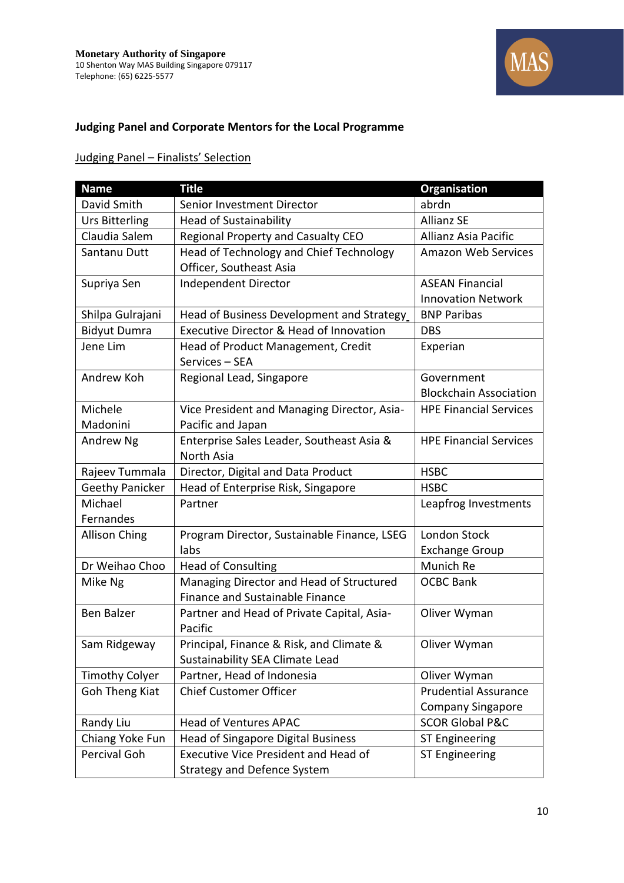**Monetary Authority of Singapore**
10 Shenton Way MAS Building Singapore 079117
Telephone: (65) 6225-5577

## Judging Panel and Corporate Mentors for the Local Programme

Judging Panel – Finalists' Selection

| Name | Title | Organisation |
|---|---|---|
| David Smith | Senior Investment Director | abrdn |
| Urs Bitterling | Head of Sustainability | Allianz SE |
| Claudia Salem | Regional Property and Casualty CEO | Allianz Asia Pacific |
| Santanu Dutt | Head of Technology and Chief Technology Officer, Southeast Asia | Amazon Web Services |
| Supriya Sen | Independent Director | ASEAN Financial Innovation Network |
| Shilpa Gulrajani | Head of Business Development and Strategy | BNP Paribas |
| Bidyut Dumra | Executive Director & Head of Innovation | DBS |
| Jene Lim | Head of Product Management, Credit Services – SEA | Experian |
| Andrew Koh | Regional Lead, Singapore | Government Blockchain Association |
| Michele Madonini | Vice President and Managing Director, Asia-Pacific and Japan | HPE Financial Services |
| Andrew Ng | Enterprise Sales Leader, Southeast Asia & North Asia | HPE Financial Services |
| Rajeev Tummala | Director, Digital and Data Product | HSBC |
| Geethy Panicker | Head of Enterprise Risk, Singapore | HSBC |
| Michael Fernandes | Partner | Leapfrog Investments |
| Allison Ching | Program Director, Sustainable Finance, LSEG labs | London Stock Exchange Group |
| Dr Weihao Choo | Head of Consulting | Munich Re |
| Mike Ng | Managing Director and Head of Structured Finance and Sustainable Finance | OCBC Bank |
| Ben Balzer | Partner and Head of Private Capital, Asia-Pacific | Oliver Wyman |
| Sam Ridgeway | Principal, Finance & Risk, and Climate & Sustainability SEA Climate Lead | Oliver Wyman |
| Timothy Colyer | Partner, Head of Indonesia | Oliver Wyman |
| Goh Theng Kiat | Chief Customer Officer | Prudential Assurance Company Singapore |
| Randy Liu | Head of Ventures APAC | SCOR Global P&C |
| Chiang Yoke Fun | Head of Singapore Digital Business | ST Engineering |
| Percival Goh | Executive Vice President and Head of Strategy and Defence System | ST Engineering |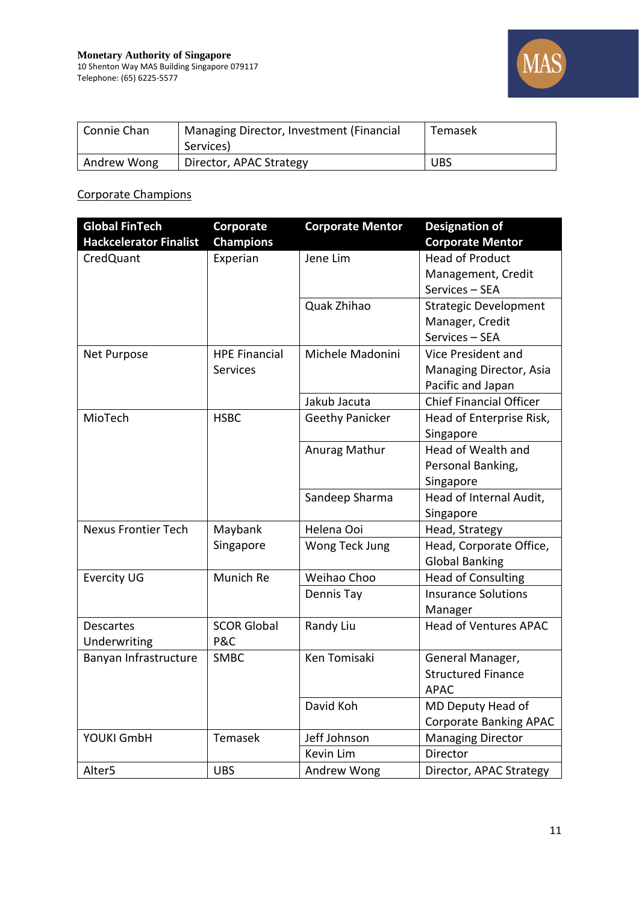| Connie Chan | Managing Director, Investment (Financial Services) | Temasek |
| --- | --- | --- |
| Andrew Wong | Director, APAC Strategy | UBS |

Corporate Champions

| Global FinTech Hackcelerator Finalist | Corporate Champions | Corporate Mentor | Designation of Corporate Mentor |
| --- | --- | --- | --- |
| CredQuant | Experian | Jene Lim | Head of Product Management, Credit Services – SEA |
| | | Quak Zhihao | Strategic Development Manager, Credit Services – SEA |
| Net Purpose | HPE Financial Services | Michele Madonini | Vice President and Managing Director, Asia Pacific and Japan |
| | | Jakub Jacuta | Chief Financial Officer |
| MioTech | HSBC | Geethy Panicker | Head of Enterprise Risk, Singapore |
| | | Anurag Mathur | Head of Wealth and Personal Banking, Singapore |
| | | Sandeep Sharma | Head of Internal Audit, Singapore |
| Nexus Frontier Tech | Maybank Singapore | Helena Ooi | Head, Strategy |
| | | Wong Teck Jung | Head, Corporate Office, Global Banking |
| Evercity UG | Munich Re | Weihao Choo | Head of Consulting |
| | | Dennis Tay | Insurance Solutions Manager |
| Descartes Underwriting | SCOR Global P&C | Randy Liu | Head of Ventures APAC |
| Banyan Infrastructure | SMBC | Ken Tomisaki | General Manager, Structured Finance APAC |
| | | David Koh | MD Deputy Head of Corporate Banking APAC |
| YOUKI GmbH | Temasek | Jeff Johnson | Managing Director |
| | | Kevin Lim | Director |
| Alter5 | UBS | Andrew Wong | Director, APAC Strategy |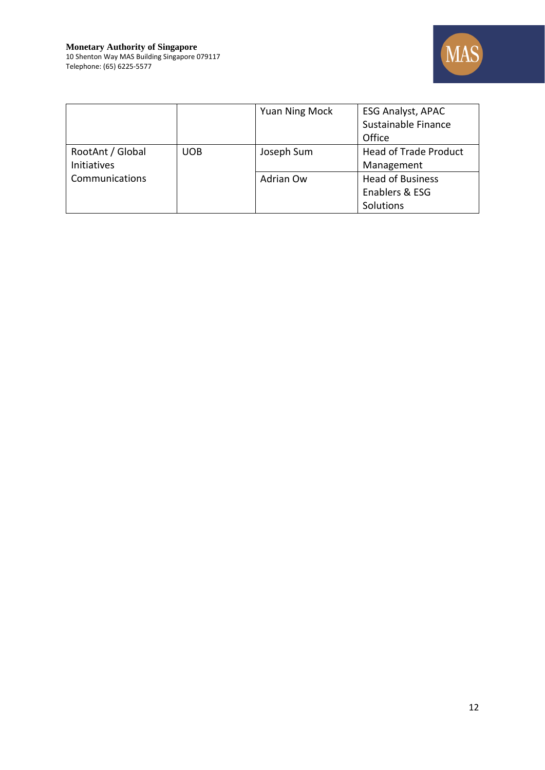| | | | |
|---|---|---|---|
| | | Yuan Ning Mock | ESG Analyst, APAC Sustainable Finance Office |
| RootAnt / Global Initiatives Communications | UOB | Joseph Sum | Head of Trade Product Management |
| | | Adrian Ow | Head of Business Enablers & ESG Solutions |